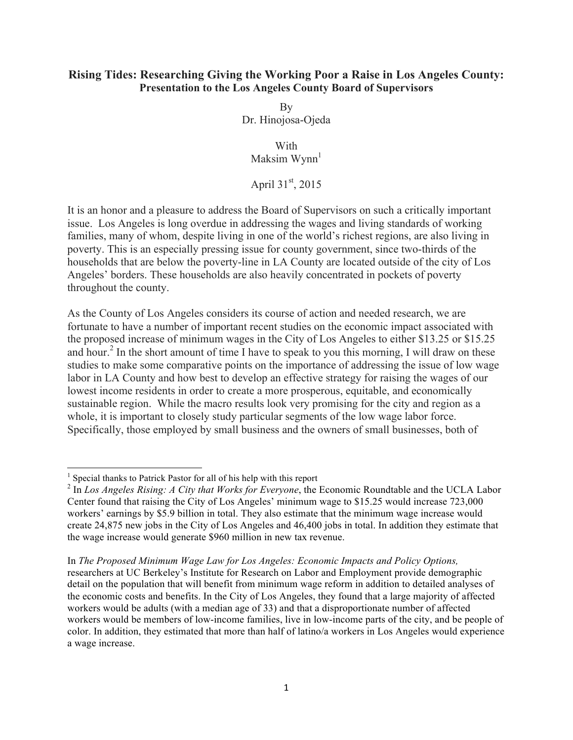# Rising Tides: Researching Giving the Working Poor a Raise in Los Angeles County:

## Presentation to the Los Angeles County Board of Supervisors

By
Dr. Hinojosa-Ojeda

With
Maksim Wynn[1]

April 31st, 2015

It is an honor and a pleasure to address the Board of Supervisors on such a critically important issue. Los Angeles is long overdue in addressing the wages and living standards of working families, many of whom, despite living in one of the world's richest regions, are also living in poverty. This is an especially pressing issue for county government, since two-thirds of the households that are below the poverty-line in LA County are located outside of the city of Los Angeles' borders. These households are also heavily concentrated in pockets of poverty throughout the county.

As the County of Los Angeles considers its course of action and needed research, we are fortunate to have a number of important recent studies on the economic impact associated with the proposed increase of minimum wages in the City of Los Angeles to either $13.25 or $15.25 and hour.[2] In the short amount of time I have to speak to you this morning, I will draw on these studies to make some comparative points on the importance of addressing the issue of low wage labor in LA County and how best to develop an effective strategy for raising the wages of our lowest income residents in order to create a more prosperous, equitable, and economically sustainable region. While the macro results look very promising for the city and region as a whole, it is important to closely study particular segments of the low wage labor force. Specifically, those employed by small business and the owners of small businesses, both of

---

[1] Special thanks to Patrick Pastor for all of his help with this report

[2] In *Los Angeles Rising: A City that Works for Everyone*, the Economic Roundtable and the UCLA Labor Center found that raising the City of Los Angeles' minimum wage to $15.25 would increase 723,000 workers' earnings by $5.9 billion in total. They also estimate that the minimum wage increase would create 24,875 new jobs in the City of Los Angeles and 46,400 jobs in total. In addition they estimate that the wage increase would generate $960 million in new tax revenue.

In *The Proposed Minimum Wage Law for Los Angeles: Economic Impacts and Policy Options,* researchers at UC Berkeley's Institute for Research on Labor and Employment provide demographic detail on the population that will benefit from minimum wage reform in addition to detailed analyses of the economic costs and benefits. In the City of Los Angeles, they found that a large majority of affected workers would be adults (with a median age of 33) and that a disproportionate number of affected workers would be members of low-income families, live in low-income parts of the city, and be people of color. In addition, they estimated that more than half of latino/a workers in Los Angeles would experience a wage increase.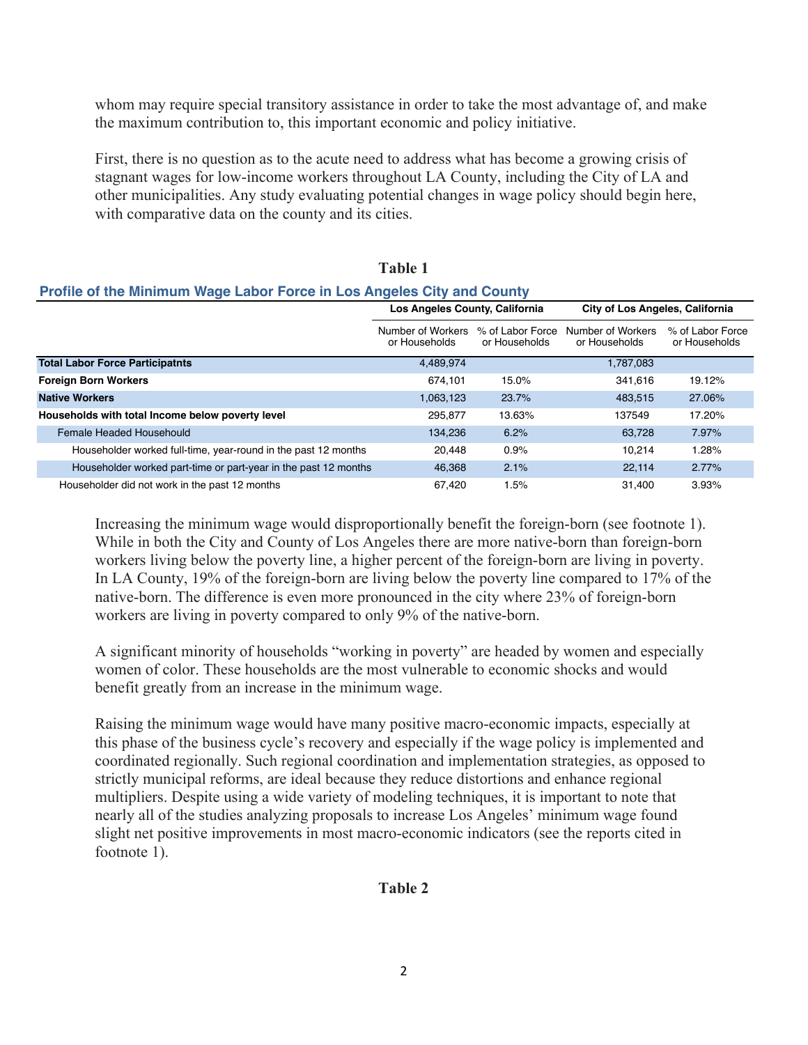whom may require special transitory assistance in order to take the most advantage of, and make the maximum contribution to, this important economic and policy initiative.

First, there is no question as to the acute need to address what has become a growing crisis of stagnant wages for low-income workers throughout LA County, including the City of LA and other municipalities. Any study evaluating potential changes in wage policy should begin here, with comparative data on the county and its cities.

**Table 1**

**Profile of the Minimum Wage Labor Force in Los Angeles City and County**

| | Los Angeles County, California | | City of Los Angeles, California | |
|---|---|---|---|---|
| | Number of Workers or Households | % of Labor Force or Households | Number of Workers or Households | % of Labor Force or Households |
| **Total Labor Force Participatnts** | 4,489,974 | | 1,787,083 | |
| **Foreign Born Workers** | 674,101 | 15.0% | 341,616 | 19.12% |
| **Native Workers** | 1,063,123 | 23.7% | 483,515 | 27.06% |
| **Households with total Income below poverty level** | 295,877 | 13.63% | 137549 | 17.20% |
| Female Headed Househould | 134,236 | 6.2% | 63,728 | 7.97% |
| Householder worked full-time, year-round in the past 12 months | 20,448 | 0.9% | 10,214 | 1.28% |
| Householder worked part-time or part-year in the past 12 months | 46,368 | 2.1% | 22,114 | 2.77% |
| Householder did not work in the past 12 months | 67,420 | 1.5% | 31,400 | 3.93% |

Increasing the minimum wage would disproportionally benefit the foreign-born (see footnote 1). While in both the City and County of Los Angeles there are more native-born than foreign-born workers living below the poverty line, a higher percent of the foreign-born are living in poverty. In LA County, 19% of the foreign-born are living below the poverty line compared to 17% of the native-born. The difference is even more pronounced in the city where 23% of foreign-born workers are living in poverty compared to only 9% of the native-born.

A significant minority of households "working in poverty" are headed by women and especially women of color. These households are the most vulnerable to economic shocks and would benefit greatly from an increase in the minimum wage.

Raising the minimum wage would have many positive macro-economic impacts, especially at this phase of the business cycle's recovery and especially if the wage policy is implemented and coordinated regionally. Such regional coordination and implementation strategies, as opposed to strictly municipal reforms, are ideal because they reduce distortions and enhance regional multipliers. Despite using a wide variety of modeling techniques, it is important to note that nearly all of the studies analyzing proposals to increase Los Angeles' minimum wage found slight net positive improvements in most macro-economic indicators (see the reports cited in footnote 1).

**Table 2**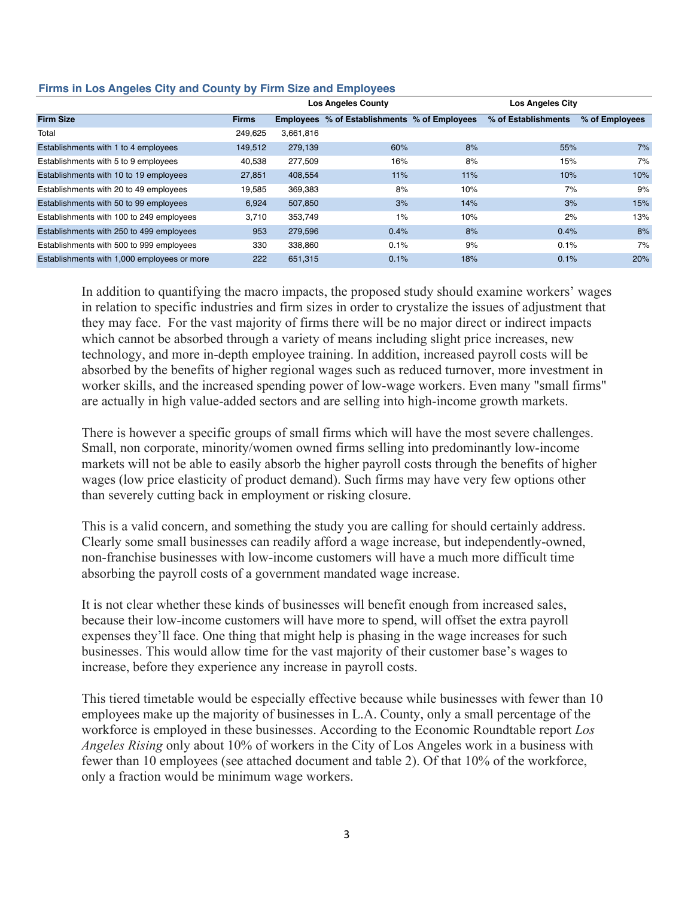**Firms in Los Angeles City and County by Firm Size and Employees**

| | Los Angeles County | | | | Los Angeles City | |
|---|---|---|---|---|---|---|
| **Firm Size** | **Firms** | **Employees** | **% of Establishments** | **% of Employees** | **% of Establishments** | **% of Employees** |
| Total | 249,625 | 3,661,816 | | | | |
| Establishments with 1 to 4 employees | 149,512 | 279,139 | 60% | 8% | 55% | 7% |
| Establishments with 5 to 9 employees | 40,538 | 277,509 | 16% | 8% | 15% | 7% |
| Establishments with 10 to 19 employees | 27,851 | 408,554 | 11% | 11% | 10% | 10% |
| Establishments with 20 to 49 employees | 19,585 | 369,383 | 8% | 10% | 7% | 9% |
| Establishments with 50 to 99 employees | 6,924 | 507,850 | 3% | 14% | 3% | 15% |
| Establishments with 100 to 249 employees | 3,710 | 353,749 | 1% | 10% | 2% | 13% |
| Establishments with 250 to 499 employees | 953 | 279,596 | 0.4% | 8% | 0.4% | 8% |
| Establishments with 500 to 999 employees | 330 | 338,860 | 0.1% | 9% | 0.1% | 7% |
| Establishments with 1,000 employees or more | 222 | 651,315 | 0.1% | 18% | 0.1% | 20% |

In addition to quantifying the macro impacts, the proposed study should examine workers' wages in relation to specific industries and firm sizes in order to crystalize the issues of adjustment that they may face. For the vast majority of firms there will be no major direct or indirect impacts which cannot be absorbed through a variety of means including slight price increases, new technology, and more in-depth employee training. In addition, increased payroll costs will be absorbed by the benefits of higher regional wages such as reduced turnover, more investment in worker skills, and the increased spending power of low-wage workers. Even many "small firms" are actually in high value-added sectors and are selling into high-income growth markets.

There is however a specific groups of small firms which will have the most severe challenges. Small, non corporate, minority/women owned firms selling into predominantly low-income markets will not be able to easily absorb the higher payroll costs through the benefits of higher wages (low price elasticity of product demand). Such firms may have very few options other than severely cutting back in employment or risking closure.

This is a valid concern, and something the study you are calling for should certainly address. Clearly some small businesses can readily afford a wage increase, but independently-owned, non-franchise businesses with low-income customers will have a much more difficult time absorbing the payroll costs of a government mandated wage increase.

It is not clear whether these kinds of businesses will benefit enough from increased sales, because their low-income customers will have more to spend, will offset the extra payroll expenses they'll face. One thing that might help is phasing in the wage increases for such businesses. This would allow time for the vast majority of their customer base's wages to increase, before they experience any increase in payroll costs.

This tiered timetable would be especially effective because while businesses with fewer than 10 employees make up the majority of businesses in L.A. County, only a small percentage of the workforce is employed in these businesses. According to the Economic Roundtable report *Los Angeles Rising* only about 10% of workers in the City of Los Angeles work in a business with fewer than 10 employees (see attached document and table 2). Of that 10% of the workforce, only a fraction would be minimum wage workers.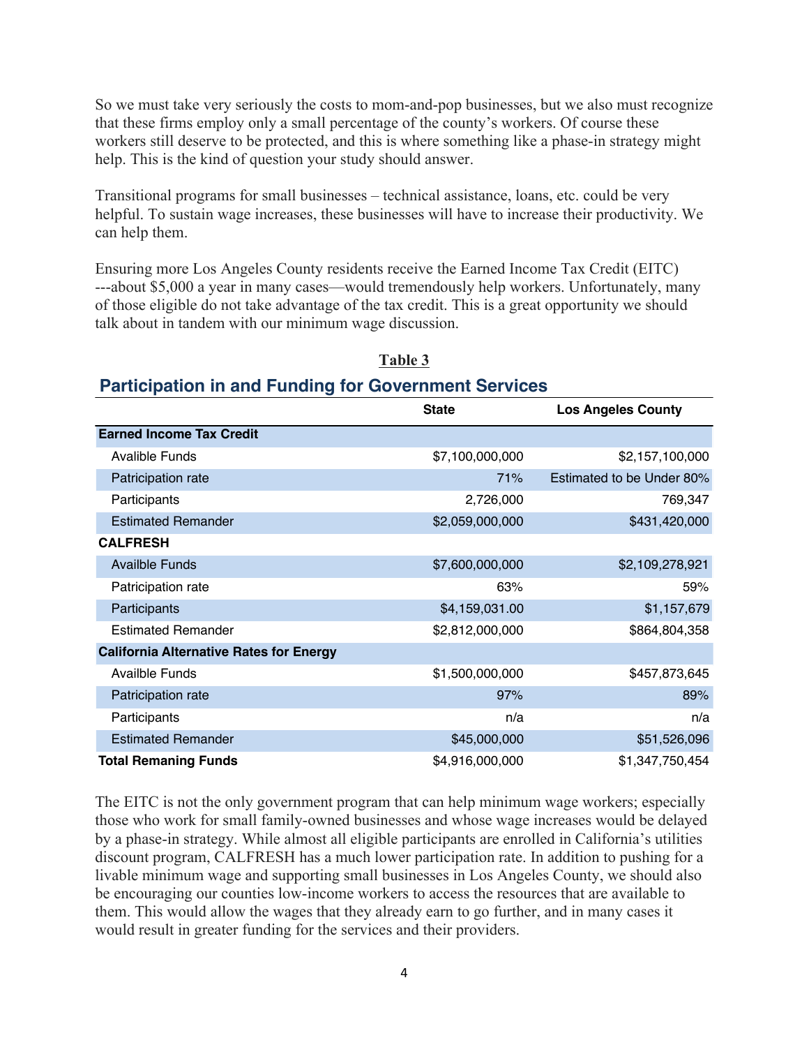So we must take very seriously the costs to mom-and-pop businesses, but we also must recognize that these firms employ only a small percentage of the county's workers. Of course these workers still deserve to be protected, and this is where something like a phase-in strategy might help. This is the kind of question your study should answer.

Transitional programs for small businesses – technical assistance, loans, etc. could be very helpful. To sustain wage increases, these businesses will have to increase their productivity. We can help them.

Ensuring more Los Angeles County residents receive the Earned Income Tax Credit (EITC) ---about $5,000 a year in many cases—would tremendously help workers. Unfortunately, many of those eligible do not take advantage of the tax credit. This is a great opportunity we should talk about in tandem with our minimum wage discussion.

**Table 3**

## Participation in and Funding for Government Services

| | State | Los Angeles County |
|---|---|---|
| **Earned Income Tax Credit** | | |
| Avalible Funds | $7,100,000,000 | $2,157,100,000 |
| Patricipation rate | 71% | Estimated to be Under 80% |
| Participants | 2,726,000 | 769,347 |
| Estimated Remander | $2,059,000,000 | $431,420,000 |
| **CALFRESH** | | |
| Availble Funds | $7,600,000,000 | $2,109,278,921 |
| Patricipation rate | 63% | 59% |
| Participants | $4,159,031.00 | $1,157,679 |
| Estimated Remander | $2,812,000,000 | $864,804,358 |
| **California Alternative Rates for Energy** | | |
| Availble Funds | $1,500,000,000 | $457,873,645 |
| Patricipation rate | 97% | 89% |
| Participants | n/a | n/a |
| Estimated Remander | $45,000,000 | $51,526,096 |
| **Total Remaning Funds** | $4,916,000,000 | $1,347,750,454 |

The EITC is not the only government program that can help minimum wage workers; especially those who work for small family-owned businesses and whose wage increases would be delayed by a phase-in strategy. While almost all eligible participants are enrolled in California's utilities discount program, CALFRESH has a much lower participation rate. In addition to pushing for a livable minimum wage and supporting small businesses in Los Angeles County, we should also be encouraging our counties low-income workers to access the resources that are available to them. This would allow the wages that they already earn to go further, and in many cases it would result in greater funding for the services and their providers.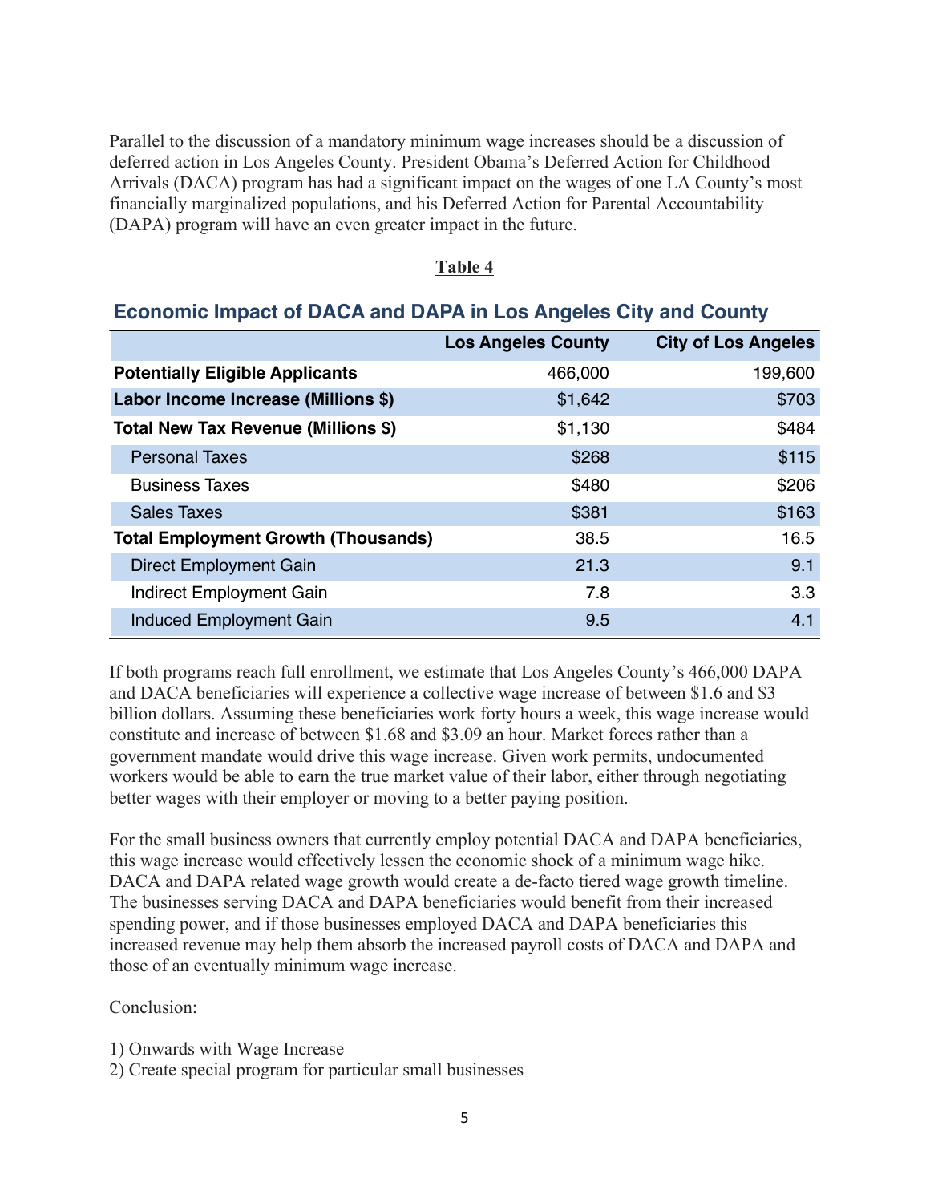Parallel to the discussion of a mandatory minimum wage increases should be a discussion of deferred action in Los Angeles County. President Obama's Deferred Action for Childhood Arrivals (DACA) program has had a significant impact on the wages of one LA County's most financially marginalized populations, and his Deferred Action for Parental Accountability (DAPA) program will have an even greater impact in the future.

**Table 4**

**Economic Impact of DACA and DAPA in Los Angeles City and County**

| | Los Angeles County | City of Los Angeles |
|---|---|---|
| **Potentially Eligible Applicants** | 466,000 | 199,600 |
| **Labor Income Increase (Millions $)** | $1,642 | $703 |
| **Total New Tax Revenue (Millions $)** | $1,130 | $484 |
| Personal Taxes | $268 | $115 |
| Business Taxes | $480 | $206 |
| Sales Taxes | $381 | $163 |
| **Total Employment Growth (Thousands)** | 38.5 | 16.5 |
| Direct Employment Gain | 21.3 | 9.1 |
| Indirect Employment Gain | 7.8 | 3.3 |
| Induced Employment Gain | 9.5 | 4.1 |

If both programs reach full enrollment, we estimate that Los Angeles County's 466,000 DAPA and DACA beneficiaries will experience a collective wage increase of between $1.6 and $3 billion dollars. Assuming these beneficiaries work forty hours a week, this wage increase would constitute and increase of between $1.68 and $3.09 an hour. Market forces rather than a government mandate would drive this wage increase. Given work permits, undocumented workers would be able to earn the true market value of their labor, either through negotiating better wages with their employer or moving to a better paying position.

For the small business owners that currently employ potential DACA and DAPA beneficiaries, this wage increase would effectively lessen the economic shock of a minimum wage hike. DACA and DAPA related wage growth would create a de-facto tiered wage growth timeline. The businesses serving DACA and DAPA beneficiaries would benefit from their increased spending power, and if those businesses employed DACA and DAPA beneficiaries this increased revenue may help them absorb the increased payroll costs of DACA and DAPA and those of an eventually minimum wage increase.

Conclusion:

1) Onwards with Wage Increase
2) Create special program for particular small businesses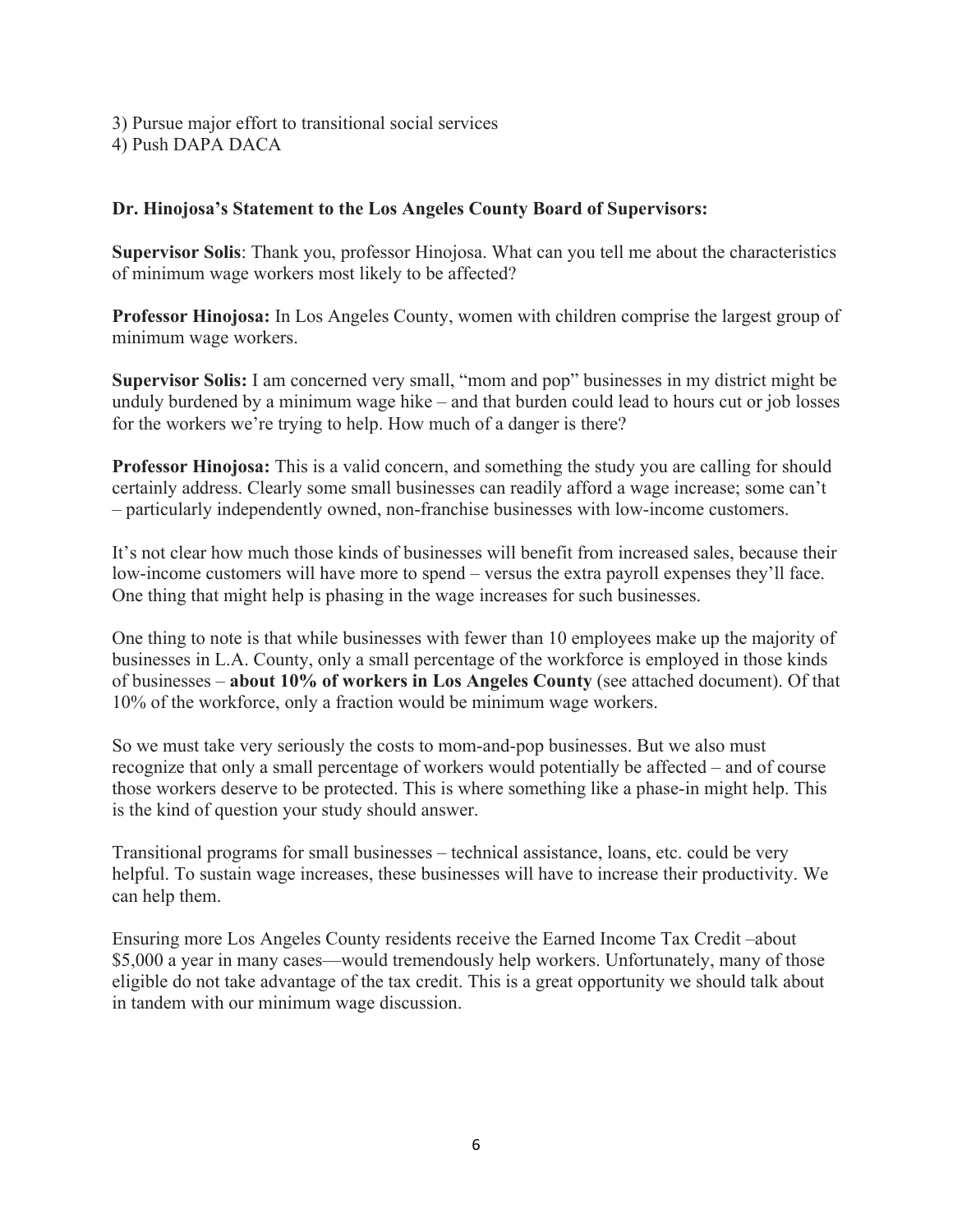3) Pursue major effort to transitional social services
4) Push DAPA DACA

**Dr. Hinojosa's Statement to the Los Angeles County Board of Supervisors:**

**Supervisor Solis**: Thank you, professor Hinojosa. What can you tell me about the characteristics of minimum wage workers most likely to be affected?

**Professor Hinojosa:** In Los Angeles County, women with children comprise the largest group of minimum wage workers.

**Supervisor Solis:** I am concerned very small, "mom and pop" businesses in my district might be unduly burdened by a minimum wage hike – and that burden could lead to hours cut or job losses for the workers we're trying to help. How much of a danger is there?

**Professor Hinojosa:** This is a valid concern, and something the study you are calling for should certainly address. Clearly some small businesses can readily afford a wage increase; some can't – particularly independently owned, non-franchise businesses with low-income customers.

It's not clear how much those kinds of businesses will benefit from increased sales, because their low-income customers will have more to spend – versus the extra payroll expenses they'll face. One thing that might help is phasing in the wage increases for such businesses.

One thing to note is that while businesses with fewer than 10 employees make up the majority of businesses in L.A. County, only a small percentage of the workforce is employed in those kinds of businesses – **about 10% of workers in Los Angeles County** (see attached document). Of that 10% of the workforce, only a fraction would be minimum wage workers.

So we must take very seriously the costs to mom-and-pop businesses. But we also must recognize that only a small percentage of workers would potentially be affected – and of course those workers deserve to be protected. This is where something like a phase-in might help. This is the kind of question your study should answer.

Transitional programs for small businesses – technical assistance, loans, etc. could be very helpful. To sustain wage increases, these businesses will have to increase their productivity. We can help them.

Ensuring more Los Angeles County residents receive the Earned Income Tax Credit –about $5,000 a year in many cases—would tremendously help workers. Unfortunately, many of those eligible do not take advantage of the tax credit. This is a great opportunity we should talk about in tandem with our minimum wage discussion.